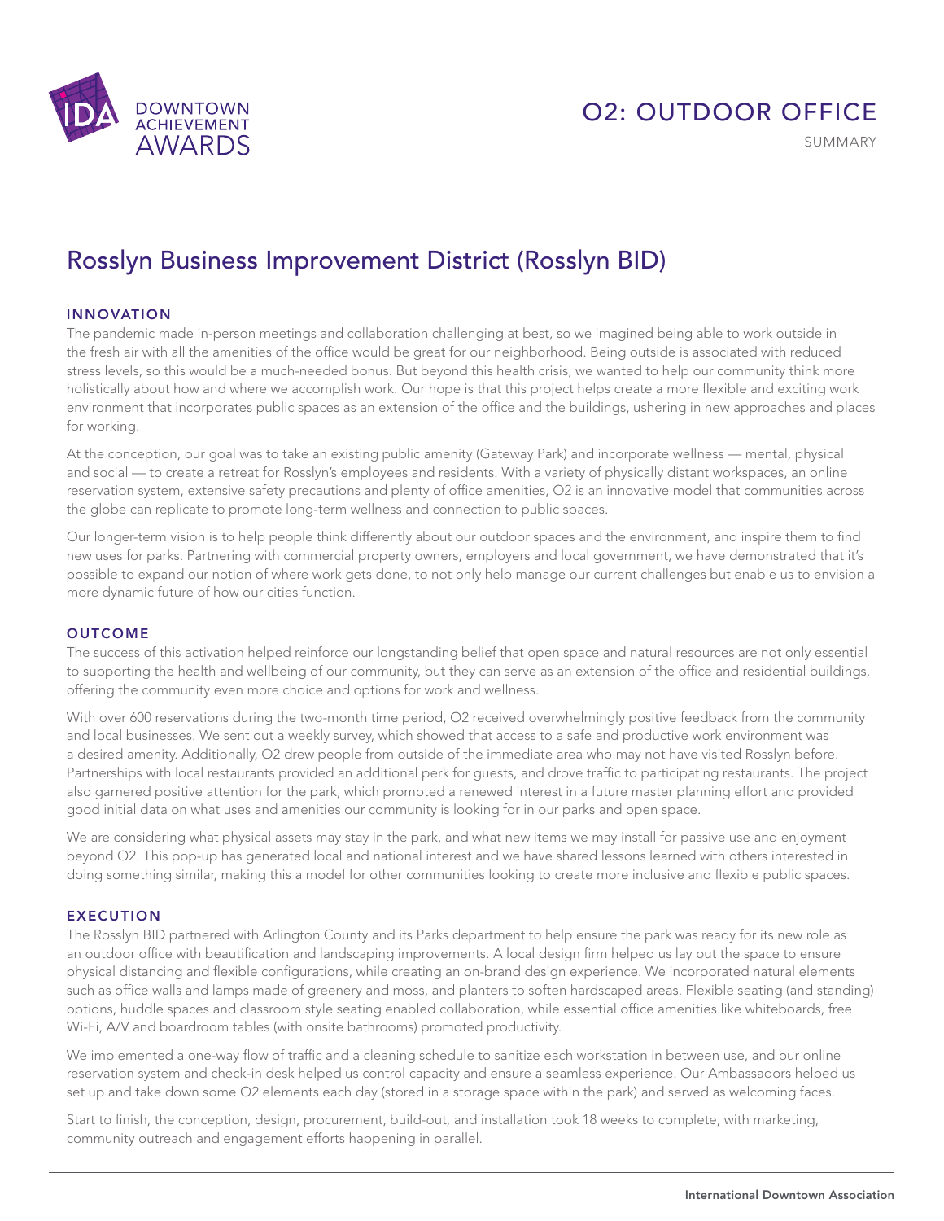IDA DOWNTOWN ACHIEVEMENT AWARDS

# O2: OUTDOOR OFFICE

SUMMARY

## Rosslyn Business Improvement District (Rosslyn BID)

### INNOVATION

The pandemic made in-person meetings and collaboration challenging at best, so we imagined being able to work outside in the fresh air with all the amenities of the office would be great for our neighborhood. Being outside is associated with reduced stress levels, so this would be a much-needed bonus. But beyond this health crisis, we wanted to help our community think more holistically about how and where we accomplish work. Our hope is that this project helps create a more flexible and exciting work environment that incorporates public spaces as an extension of the office and the buildings, ushering in new approaches and places for working.

At the conception, our goal was to take an existing public amenity (Gateway Park) and incorporate wellness — mental, physical and social — to create a retreat for Rosslyn's employees and residents. With a variety of physically distant workspaces, an online reservation system, extensive safety precautions and plenty of office amenities, O2 is an innovative model that communities across the globe can replicate to promote long-term wellness and connection to public spaces.

Our longer-term vision is to help people think differently about our outdoor spaces and the environment, and inspire them to find new uses for parks. Partnering with commercial property owners, employers and local government, we have demonstrated that it's possible to expand our notion of where work gets done, to not only help manage our current challenges but enable us to envision a more dynamic future of how our cities function.

### OUTCOME

The success of this activation helped reinforce our longstanding belief that open space and natural resources are not only essential to supporting the health and wellbeing of our community, but they can serve as an extension of the office and residential buildings, offering the community even more choice and options for work and wellness.

With over 600 reservations during the two-month time period, O2 received overwhelmingly positive feedback from the community and local businesses. We sent out a weekly survey, which showed that access to a safe and productive work environment was a desired amenity. Additionally, O2 drew people from outside of the immediate area who may not have visited Rosslyn before. Partnerships with local restaurants provided an additional perk for guests, and drove traffic to participating restaurants. The project also garnered positive attention for the park, which promoted a renewed interest in a future master planning effort and provided good initial data on what uses and amenities our community is looking for in our parks and open space.

We are considering what physical assets may stay in the park, and what new items we may install for passive use and enjoyment beyond O2. This pop-up has generated local and national interest and we have shared lessons learned with others interested in doing something similar, making this a model for other communities looking to create more inclusive and flexible public spaces.

### EXECUTION

The Rosslyn BID partnered with Arlington County and its Parks department to help ensure the park was ready for its new role as an outdoor office with beautification and landscaping improvements. A local design firm helped us lay out the space to ensure physical distancing and flexible configurations, while creating an on-brand design experience. We incorporated natural elements such as office walls and lamps made of greenery and moss, and planters to soften hardscaped areas. Flexible seating (and standing) options, huddle spaces and classroom style seating enabled collaboration, while essential office amenities like whiteboards, free Wi-Fi, A/V and boardroom tables (with onsite bathrooms) promoted productivity.

We implemented a one-way flow of traffic and a cleaning schedule to sanitize each workstation in between use, and our online reservation system and check-in desk helped us control capacity and ensure a seamless experience. Our Ambassadors helped us set up and take down some O2 elements each day (stored in a storage space within the park) and served as welcoming faces.

Start to finish, the conception, design, procurement, build-out, and installation took 18 weeks to complete, with marketing, community outreach and engagement efforts happening in parallel.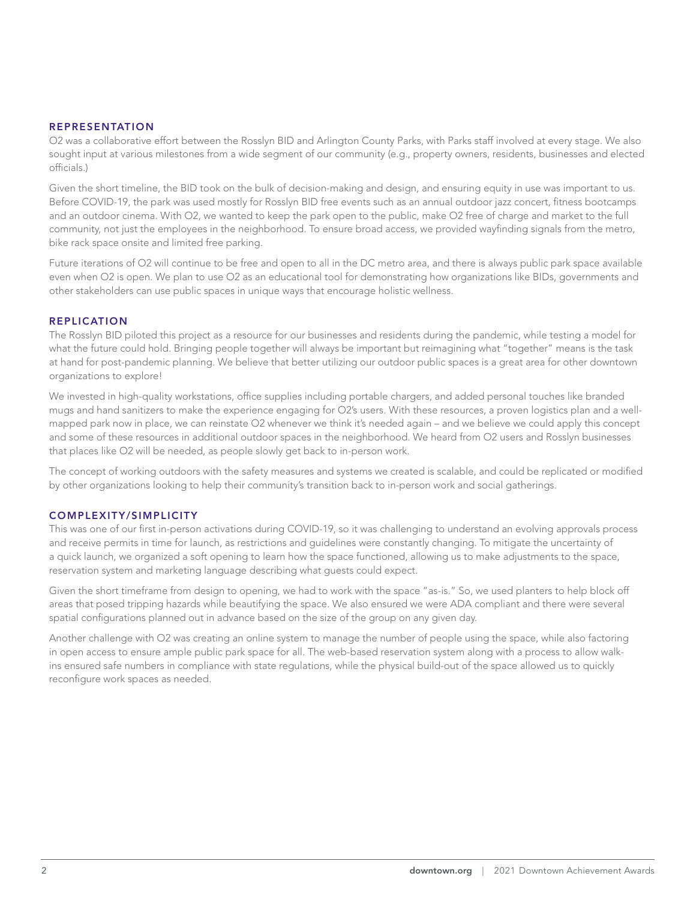## REPRESENTATION

O2 was a collaborative effort between the Rosslyn BID and Arlington County Parks, with Parks staff involved at every stage. We also sought input at various milestones from a wide segment of our community (e.g., property owners, residents, businesses and elected officials.)

Given the short timeline, the BID took on the bulk of decision-making and design, and ensuring equity in use was important to us. Before COVID-19, the park was used mostly for Rosslyn BID free events such as an annual outdoor jazz concert, fitness bootcamps and an outdoor cinema. With O2, we wanted to keep the park open to the public, make O2 free of charge and market to the full community, not just the employees in the neighborhood. To ensure broad access, we provided wayfinding signals from the metro, bike rack space onsite and limited free parking.

Future iterations of O2 will continue to be free and open to all in the DC metro area, and there is always public park space available even when O2 is open. We plan to use O2 as an educational tool for demonstrating how organizations like BIDs, governments and other stakeholders can use public spaces in unique ways that encourage holistic wellness.

## REPLICATION

The Rosslyn BID piloted this project as a resource for our businesses and residents during the pandemic, while testing a model for what the future could hold. Bringing people together will always be important but reimagining what "together" means is the task at hand for post-pandemic planning. We believe that better utilizing our outdoor public spaces is a great area for other downtown organizations to explore!

We invested in high-quality workstations, office supplies including portable chargers, and added personal touches like branded mugs and hand sanitizers to make the experience engaging for O2's users. With these resources, a proven logistics plan and a well-mapped park now in place, we can reinstate O2 whenever we think it's needed again – and we believe we could apply this concept and some of these resources in additional outdoor spaces in the neighborhood. We heard from O2 users and Rosslyn businesses that places like O2 will be needed, as people slowly get back to in-person work.

The concept of working outdoors with the safety measures and systems we created is scalable, and could be replicated or modified by other organizations looking to help their community's transition back to in-person work and social gatherings.

## COMPLEXITY/SIMPLICITY

This was one of our first in-person activations during COVID-19, so it was challenging to understand an evolving approvals process and receive permits in time for launch, as restrictions and guidelines were constantly changing. To mitigate the uncertainty of a quick launch, we organized a soft opening to learn how the space functioned, allowing us to make adjustments to the space, reservation system and marketing language describing what guests could expect.

Given the short timeframe from design to opening, we had to work with the space "as-is." So, we used planters to help block off areas that posed tripping hazards while beautifying the space. We also ensured we were ADA compliant and there were several spatial configurations planned out in advance based on the size of the group on any given day.

Another challenge with O2 was creating an online system to manage the number of people using the space, while also factoring in open access to ensure ample public park space for all. The web-based reservation system along with a process to allow walk-ins ensured safe numbers in compliance with state regulations, while the physical build-out of the space allowed us to quickly reconfigure work spaces as needed.